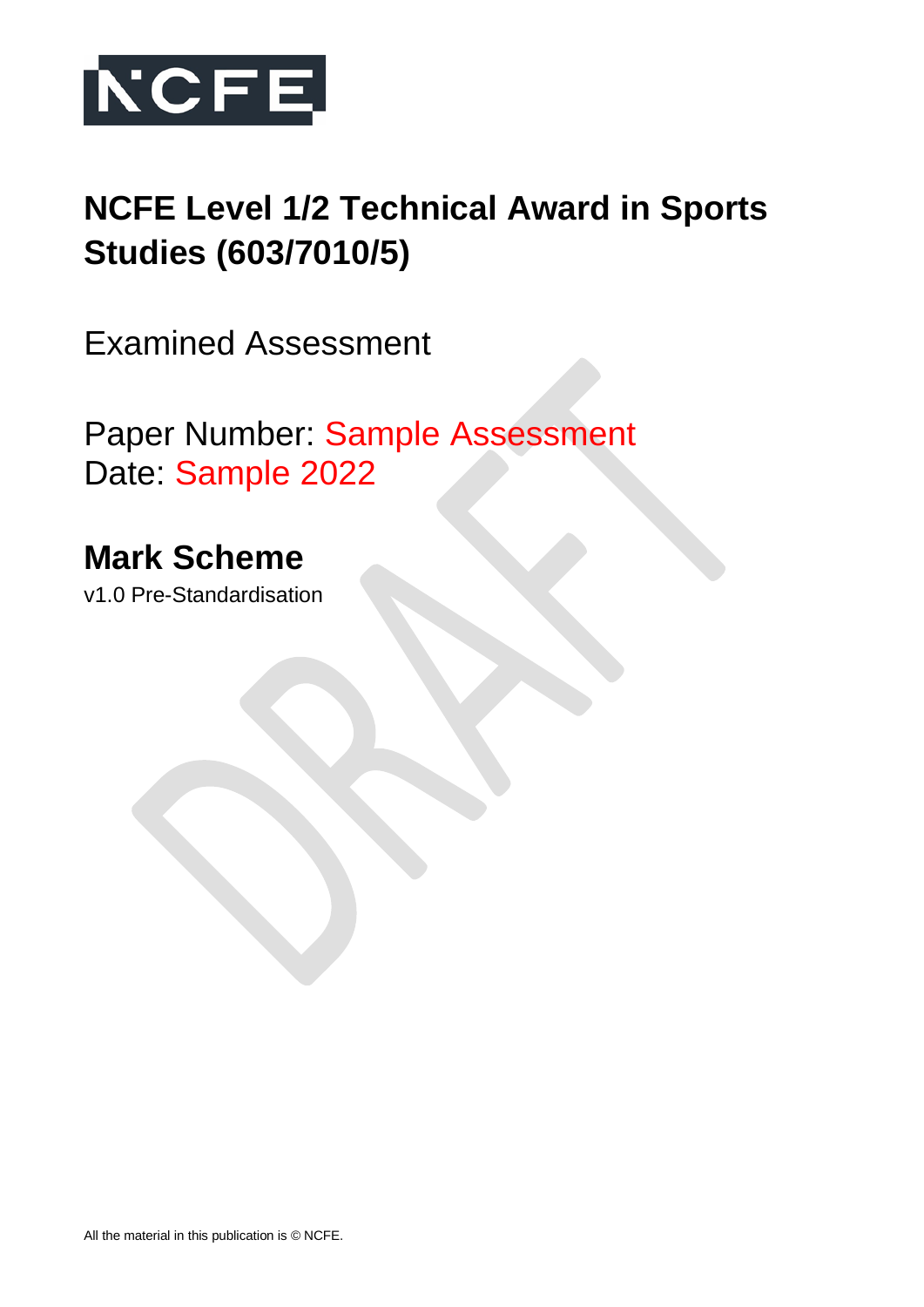NCFE

# NCFE Level 1/2 Technical Award in Sports Studies (603/7010/5)

Examined Assessment

Paper Number: Sample Assessment
Date: Sample 2022

## Mark Scheme

v1.0 Pre-Standardisation

DRAFT

All the material in this publication is © NCFE.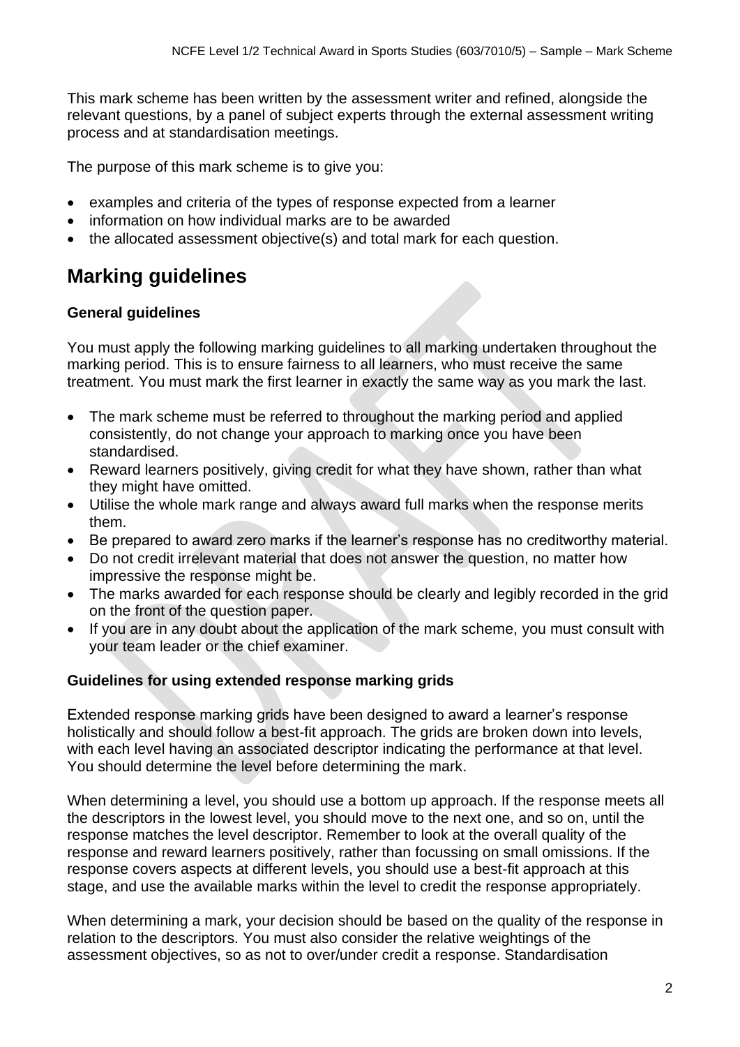This mark scheme has been written by the assessment writer and refined, alongside the relevant questions, by a panel of subject experts through the external assessment writing process and at standardisation meetings.

The purpose of this mark scheme is to give you:

- examples and criteria of the types of response expected from a learner
- information on how individual marks are to be awarded
- the allocated assessment objective(s) and total mark for each question.

## Marking guidelines

### General guidelines

You must apply the following marking guidelines to all marking undertaken throughout the marking period. This is to ensure fairness to all learners, who must receive the same treatment. You must mark the first learner in exactly the same way as you mark the last.

- The mark scheme must be referred to throughout the marking period and applied consistently, do not change your approach to marking once you have been standardised.
- Reward learners positively, giving credit for what they have shown, rather than what they might have omitted.
- Utilise the whole mark range and always award full marks when the response merits them.
- Be prepared to award zero marks if the learner's response has no creditworthy material.
- Do not credit irrelevant material that does not answer the question, no matter how impressive the response might be.
- The marks awarded for each response should be clearly and legibly recorded in the grid on the front of the question paper.
- If you are in any doubt about the application of the mark scheme, you must consult with your team leader or the chief examiner.

### Guidelines for using extended response marking grids

Extended response marking grids have been designed to award a learner's response holistically and should follow a best-fit approach. The grids are broken down into levels, with each level having an associated descriptor indicating the performance at that level. You should determine the level before determining the mark.

When determining a level, you should use a bottom up approach. If the response meets all the descriptors in the lowest level, you should move to the next one, and so on, until the response matches the level descriptor. Remember to look at the overall quality of the response and reward learners positively, rather than focussing on small omissions. If the response covers aspects at different levels, you should use a best-fit approach at this stage, and use the available marks within the level to credit the response appropriately.

When determining a mark, your decision should be based on the quality of the response in relation to the descriptors. You must also consider the relative weightings of the assessment objectives, so as not to over/under credit a response. Standardisation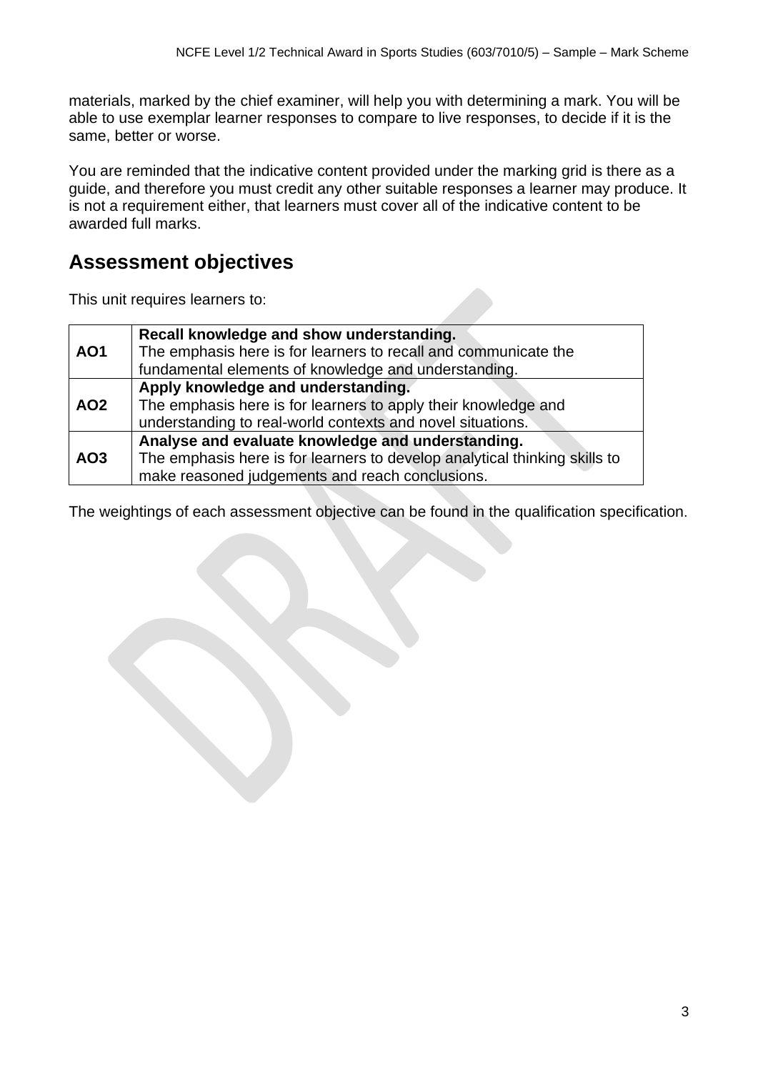materials, marked by the chief examiner, will help you with determining a mark. You will be able to use exemplar learner responses to compare to live responses, to decide if it is the same, better or worse.

You are reminded that the indicative content provided under the marking grid is there as a guide, and therefore you must credit any other suitable responses a learner may produce. It is not a requirement either, that learners must cover all of the indicative content to be awarded full marks.

## Assessment objectives

This unit requires learners to:

| | |
|---|---|
| **AO1** | **Recall knowledge and show understanding.** The emphasis here is for learners to recall and communicate the fundamental elements of knowledge and understanding. |
| **AO2** | **Apply knowledge and understanding.** The emphasis here is for learners to apply their knowledge and understanding to real-world contexts and novel situations. |
| **AO3** | **Analyse and evaluate knowledge and understanding.** The emphasis here is for learners to develop analytical thinking skills to make reasoned judgements and reach conclusions. |

The weightings of each assessment objective can be found in the qualification specification.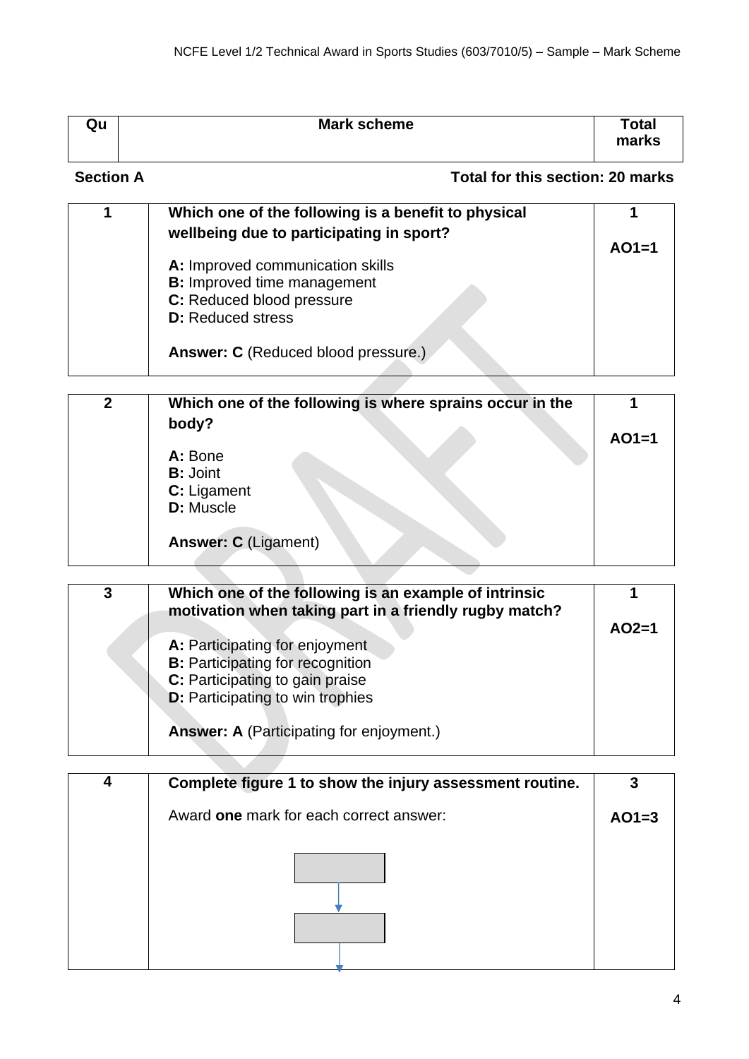| Qu | Mark scheme | Total marks |
|---|---|---|

**Section A** — **Total for this section: 20 marks**

| Qu | Mark scheme | Total marks |
|---|---|---|
| 1 | **Which one of the following is a benefit to physical wellbeing due to participating in sport?**<br><br>**A:** Improved communication skills<br>**B:** Improved time management<br>**C:** Reduced blood pressure<br>**D:** Reduced stress<br><br>**Answer: C** (Reduced blood pressure.) | **1**<br><br>**AO1=1** |
| 2 | **Which one of the following is where sprains occur in the body?**<br><br>**A:** Bone<br>**B:** Joint<br>**C:** Ligament<br>**D:** Muscle<br><br>**Answer: C** (Ligament) | **1**<br><br>**AO1=1** |
| 3 | **Which one of the following is an example of intrinsic motivation when taking part in a friendly rugby match?**<br><br>**A:** Participating for enjoyment<br>**B:** Participating for recognition<br>**C:** Participating to gain praise<br>**D:** Participating to win trophies<br><br>**Answer: A** (Participating for enjoyment.) | **1**<br><br>**AO2=1** |
| 4 | **Complete figure 1 to show the injury assessment routine.**<br><br>Award **one** mark for each correct answer: | **3**<br><br>**AO1=3** |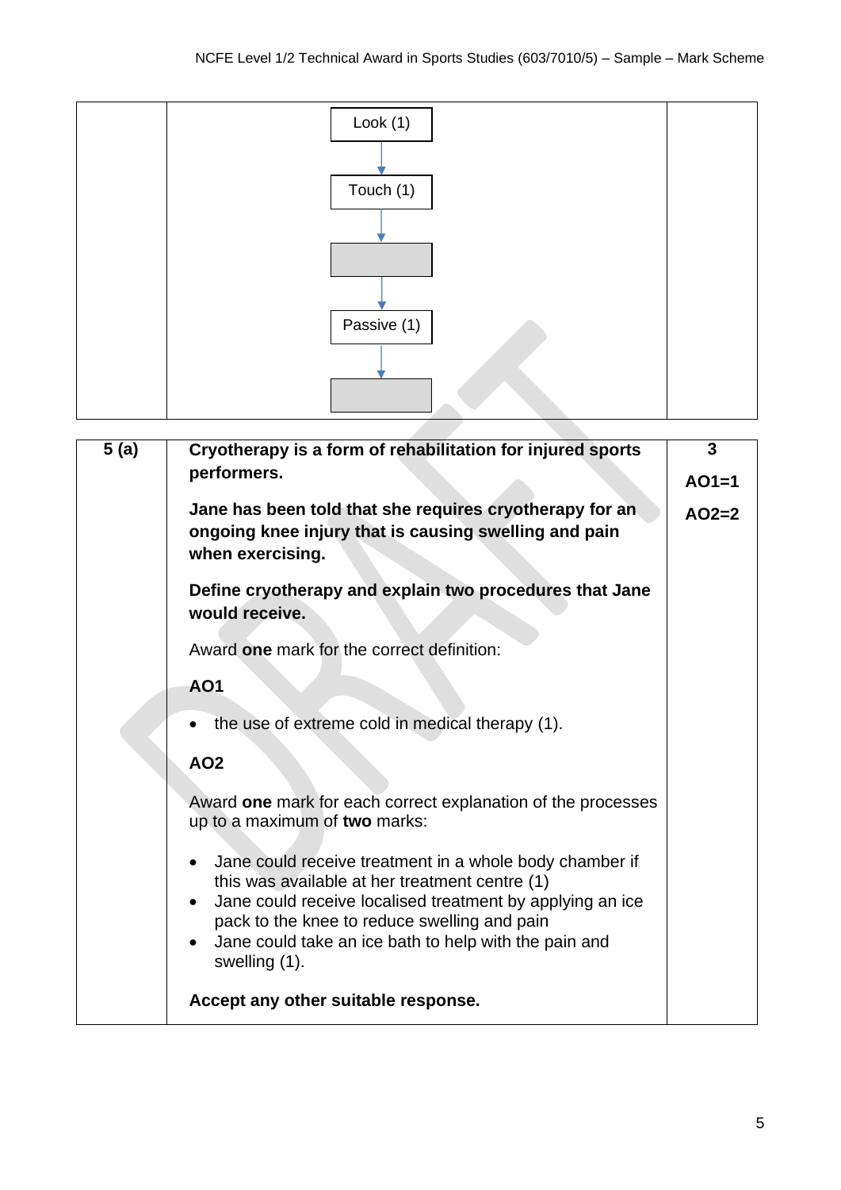| | | |
|---|---|---|
| | Look (1)<br>↓<br>Touch (1)<br>↓<br>[ ]<br>↓<br>Passive (1)<br>↓<br>[ ] | |

| | | |
|---|---|---|
| **5 (a)** | **Cryotherapy is a form of rehabilitation for injured sports performers.**<br><br>**Jane has been told that she requires cryotherapy for an ongoing knee injury that is causing swelling and pain when exercising.**<br><br>**Define cryotherapy and explain two procedures that Jane would receive.**<br><br>Award **one** mark for the correct definition:<br><br>**AO1**<br><br>• the use of extreme cold in medical therapy (1).<br><br>**AO2**<br><br>Award **one** mark for each correct explanation of the processes up to a maximum of **two** marks:<br><br>• Jane could receive treatment in a whole body chamber if this was available at her treatment centre (1)<br>• Jane could receive localised treatment by applying an ice pack to the knee to reduce swelling and pain<br>• Jane could take an ice bath to help with the pain and swelling (1).<br><br>**Accept any other suitable response.** | **3**<br><br>**AO1=1**<br><br>**AO2=2** |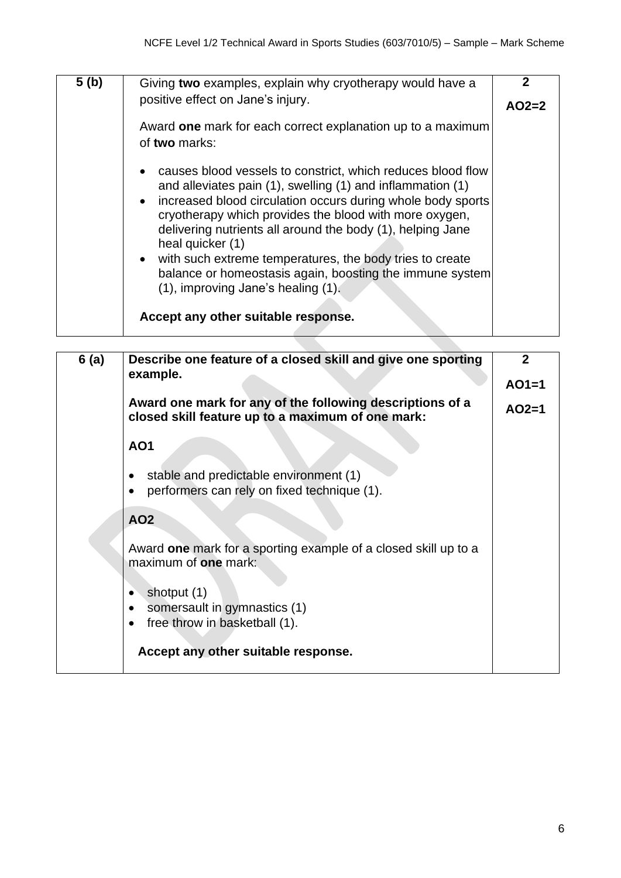| | | |
|---|---|---|
| **5 (b)** | Giving **two** examples, explain why cryotherapy would have a positive effect on Jane's injury.<br><br>Award **one** mark for each correct explanation up to a maximum of **two** marks:<br><br>• causes blood vessels to constrict, which reduces blood flow and alleviates pain (1), swelling (1) and inflammation (1)<br>• increased blood circulation occurs during whole body sports cryotherapy which provides the blood with more oxygen, delivering nutrients all around the body (1), helping Jane heal quicker (1)<br>• with such extreme temperatures, the body tries to create balance or homeostasis again, boosting the immune system (1), improving Jane's healing (1).<br><br>**Accept any other suitable response.** | **2**<br><br>**AO2=2** |

| | | |
|---|---|---|
| **6 (a)** | **Describe one feature of a closed skill and give one sporting example.**<br><br>**Award one mark for any of the following descriptions of a closed skill feature up to a maximum of one mark:**<br><br>**AO1**<br><br>• stable and predictable environment (1)<br>• performers can rely on fixed technique (1).<br><br>**AO2**<br><br>Award **one** mark for a sporting example of a closed skill up to a maximum of **one** mark:<br><br>• shotput (1)<br>• somersault in gymnastics (1)<br>• free throw in basketball (1).<br><br>**Accept any other suitable response.** | **2**<br><br>**AO1=1**<br><br>**AO2=1** |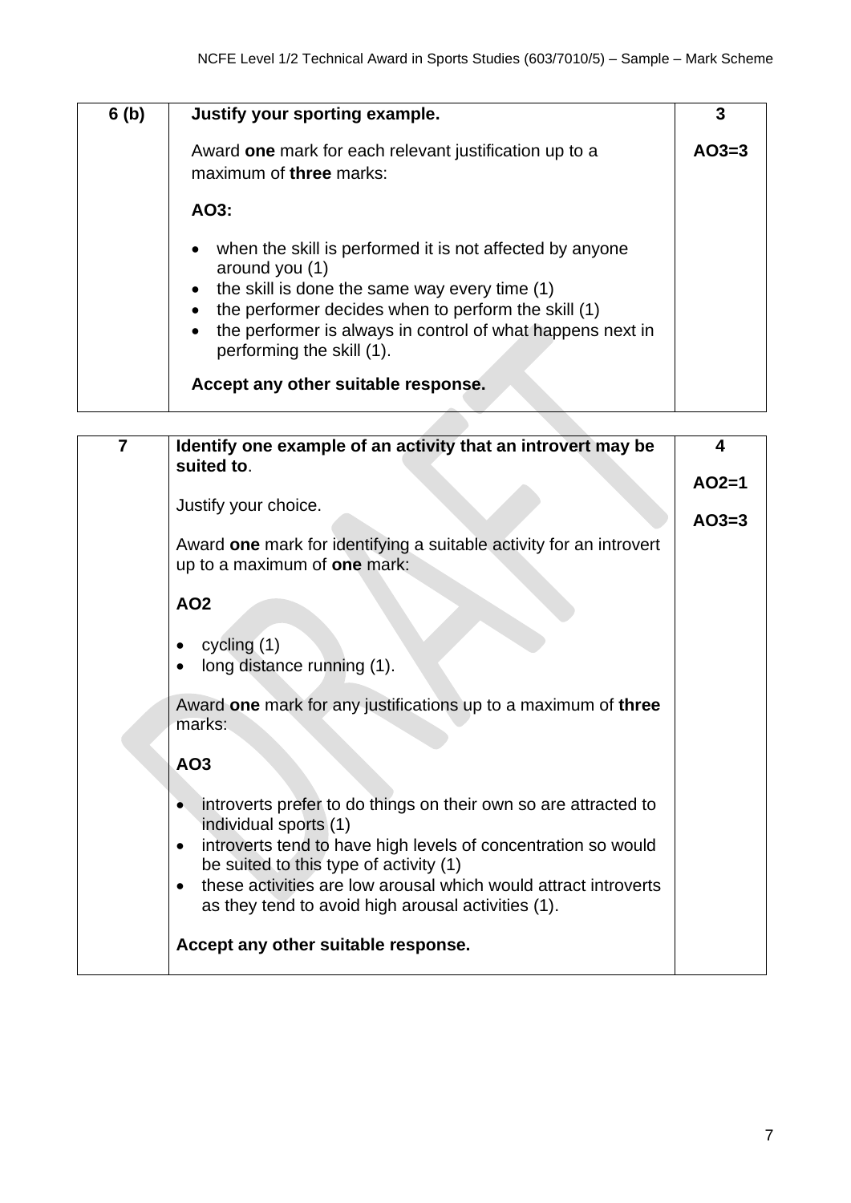| 6 (b) | **Justify your sporting example.**<br><br>Award **one** mark for each relevant justification up to a maximum of **three** marks:<br><br>**AO3:**<br><br>• when the skill is performed it is not affected by anyone around you (1)<br>• the skill is done the same way every time (1)<br>• the performer decides when to perform the skill (1)<br>• the performer is always in control of what happens next in performing the skill (1).<br><br>**Accept any other suitable response.** | **3**<br><br>**AO3=3** |
|---|---|---|

| 7 | **Identify one example of an activity that an introvert may be suited to**.<br><br>Justify your choice.<br><br>Award **one** mark for identifying a suitable activity for an introvert up to a maximum of **one** mark:<br><br>**AO2**<br><br>• cycling (1)<br>• long distance running (1).<br><br>Award **one** mark for any justifications up to a maximum of **three** marks:<br><br>**AO3**<br><br>• introverts prefer to do things on their own so are attracted to individual sports (1)<br>• introverts tend to have high levels of concentration so would be suited to this type of activity (1)<br>• these activities are low arousal which would attract introverts as they tend to avoid high arousal activities (1).<br><br>**Accept any other suitable response.** | **4**<br><br>**AO2=1**<br><br>**AO3=3** |
|---|---|---|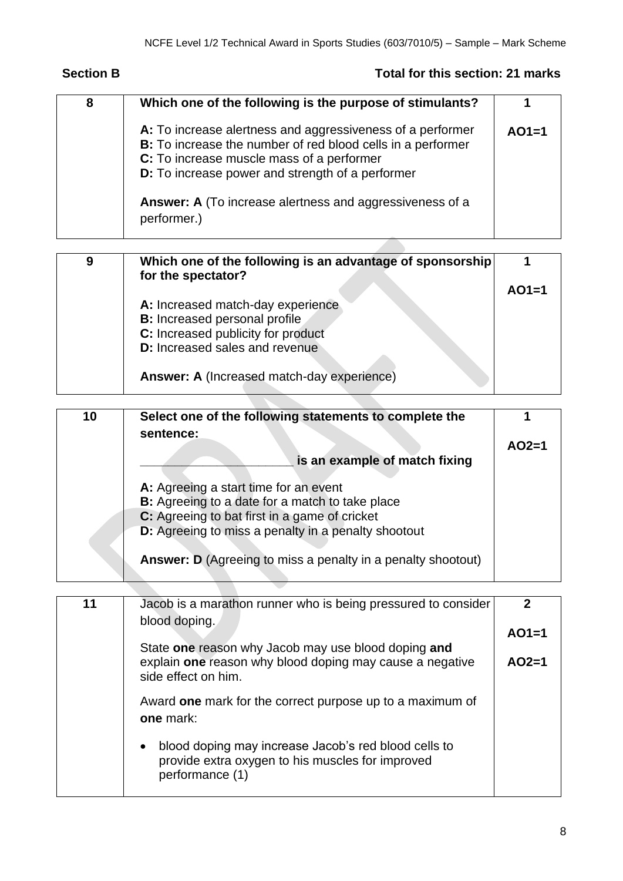**Section B** **Total for this section: 21 marks**

| 8 | **Which one of the following is the purpose of stimulants?**<br><br>**A:** To increase alertness and aggressiveness of a performer<br>**B:** To increase the number of red blood cells in a performer<br>**C:** To increase muscle mass of a performer<br>**D:** To increase power and strength of a performer<br><br>**Answer: A** (To increase alertness and aggressiveness of a performer.) | **1**<br><br>**AO1=1** |
|---|---|---|

| 9 | **Which one of the following is an advantage of sponsorship for the spectator?**<br><br>**A:** Increased match-day experience<br>**B:** Increased personal profile<br>**C:** Increased publicity for product<br>**D:** Increased sales and revenue<br><br>**Answer: A** (Increased match-day experience) | **1**<br><br>**AO1=1** |
|---|---|---|

| 10 | **Select one of the following statements to complete the sentence:**<br><br>**\_\_\_\_\_\_\_\_\_\_\_\_\_\_\_\_\_\_\_\_\_\_ is an example of match fixing**<br><br>**A:** Agreeing a start time for an event<br>**B:** Agreeing to a date for a match to take place<br>**C:** Agreeing to bat first in a game of cricket<br>**D:** Agreeing to miss a penalty in a penalty shootout<br><br>**Answer: D** (Agreeing to miss a penalty in a penalty shootout) | **1**<br><br>**AO2=1** |
|---|---|---|

| 11 | Jacob is a marathon runner who is being pressured to consider blood doping.<br><br>State **one** reason why Jacob may use blood doping **and** explain **one** reason why blood doping may cause a negative side effect on him.<br><br>Award **one** mark for the correct purpose up to a maximum of **one** mark:<br><br>• blood doping may increase Jacob's red blood cells to provide extra oxygen to his muscles for improved performance (1) | **2**<br><br>**AO1=1**<br><br>**AO2=1** |
|---|---|---|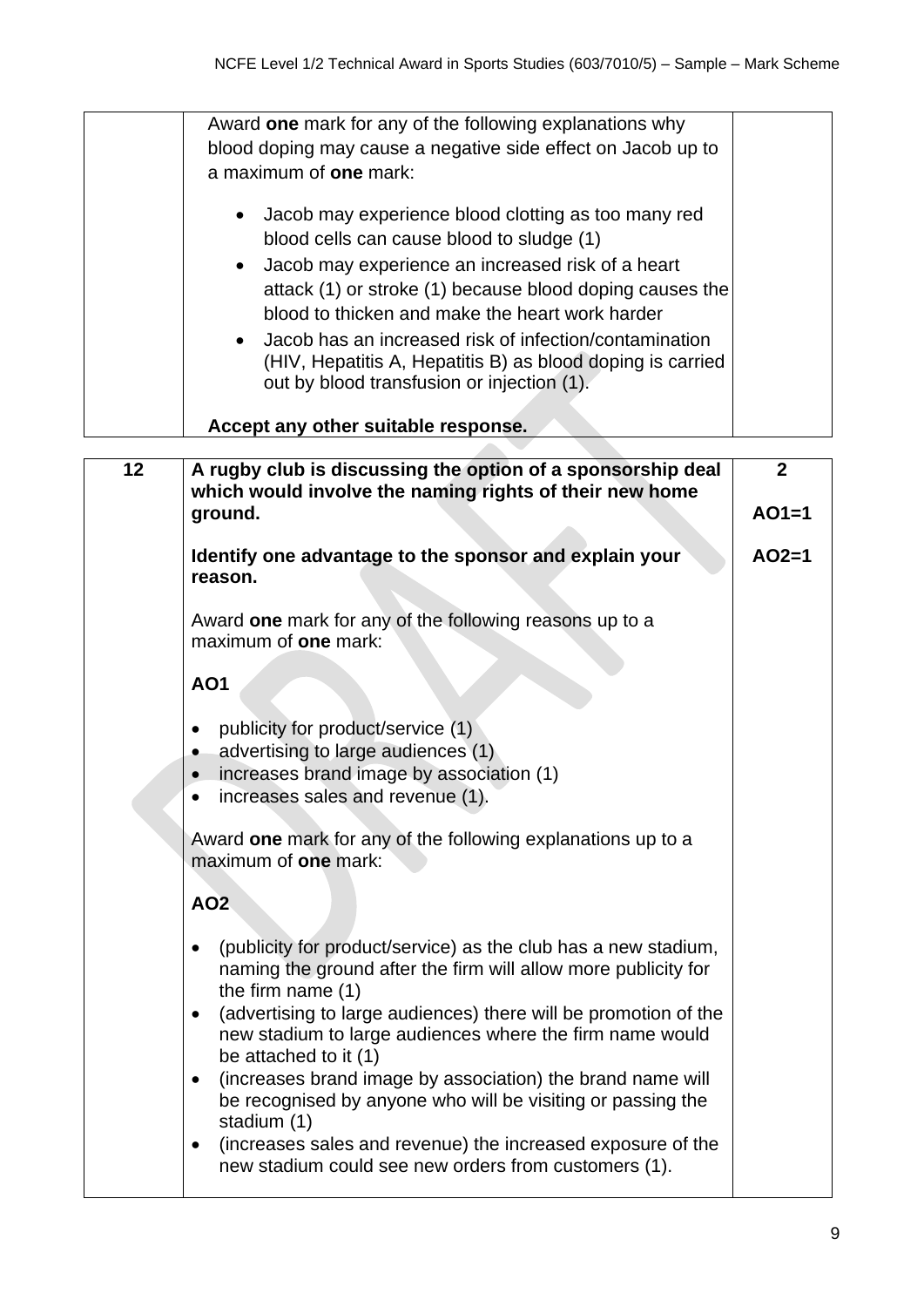| | | |
|---|---|---|
| | Award **one** mark for any of the following explanations why blood doping may cause a negative side effect on Jacob up to a maximum of **one** mark:<br><br>• Jacob may experience blood clotting as too many red blood cells can cause blood to sludge (1)<br>• Jacob may experience an increased risk of a heart attack (1) or stroke (1) because blood doping causes the blood to thicken and make the heart work harder<br>• Jacob has an increased risk of infection/contamination (HIV, Hepatitis A, Hepatitis B) as blood doping is carried out by blood transfusion or injection (1).<br><br>**Accept any other suitable response.** | |

| | | |
|---|---|---|
| **12** | **A rugby club is discussing the option of a sponsorship deal which would involve the naming rights of their new home ground.**<br><br>**Identify one advantage to the sponsor and explain your reason.**<br><br>Award **one** mark for any of the following reasons up to a maximum of **one** mark:<br><br>**AO1**<br><br>• publicity for product/service (1)<br>• advertising to large audiences (1)<br>• increases brand image by association (1)<br>• increases sales and revenue (1).<br><br>Award **one** mark for any of the following explanations up to a maximum of **one** mark:<br><br>**AO2**<br><br>• (publicity for product/service) as the club has a new stadium, naming the ground after the firm will allow more publicity for the firm name (1)<br>• (advertising to large audiences) there will be promotion of the new stadium to large audiences where the firm name would be attached to it (1)<br>• (increases brand image by association) the brand name will be recognised by anyone who will be visiting or passing the stadium (1)<br>• (increases sales and revenue) the increased exposure of the new stadium could see new orders from customers (1). | **2**<br><br>**AO1=1**<br><br>**AO2=1** |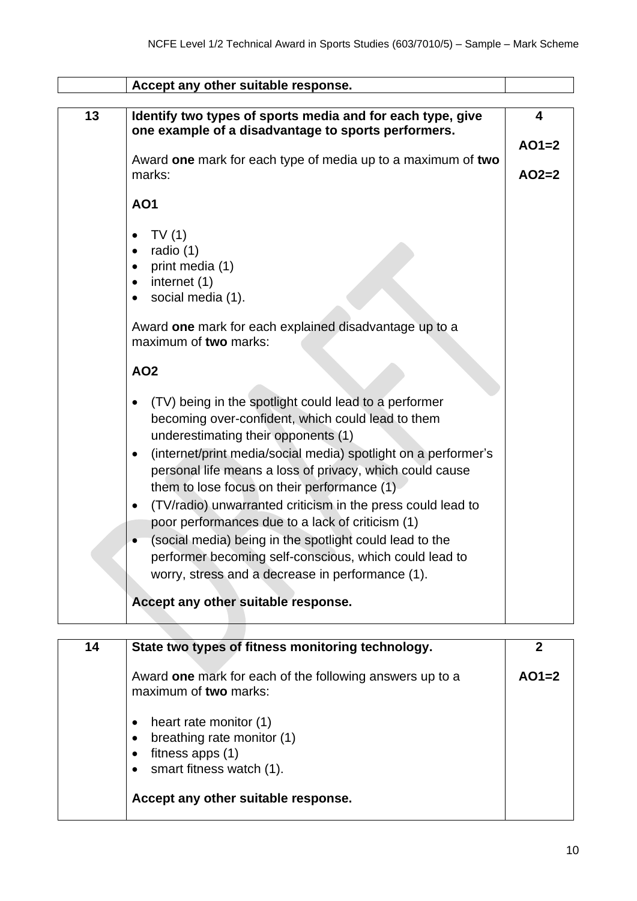| | Accept any other suitable response. | |
|---|---|---|

| 13 | **Identify two types of sports media and for each type, give one example of a disadvantage to sports performers.**<br><br>Award **one** mark for each type of media up to a maximum of **two** marks:<br><br>**AO1**<br><br>• TV (1)<br>• radio (1)<br>• print media (1)<br>• internet (1)<br>• social media (1).<br><br>Award **one** mark for each explained disadvantage up to a maximum of **two** marks:<br><br>**AO2**<br><br>• (TV) being in the spotlight could lead to a performer becoming over-confident, which could lead to them underestimating their opponents (1)<br>• (internet/print media/social media) spotlight on a performer's personal life means a loss of privacy, which could cause them to lose focus on their performance (1)<br>• (TV/radio) unwarranted criticism in the press could lead to poor performances due to a lack of criticism (1)<br>• (social media) being in the spotlight could lead to the performer becoming self-conscious, which could lead to worry, stress and a decrease in performance (1).<br><br>**Accept any other suitable response.** | **4**<br><br>**AO1=2**<br><br>**AO2=2** |
|---|---|---|

| 14 | **State two types of fitness monitoring technology.**<br><br>Award **one** mark for each of the following answers up to a maximum of **two** marks:<br><br>• heart rate monitor (1)<br>• breathing rate monitor (1)<br>• fitness apps (1)<br>• smart fitness watch (1).<br><br>**Accept any other suitable response.** | **2**<br><br>**AO1=2** |
|---|---|---|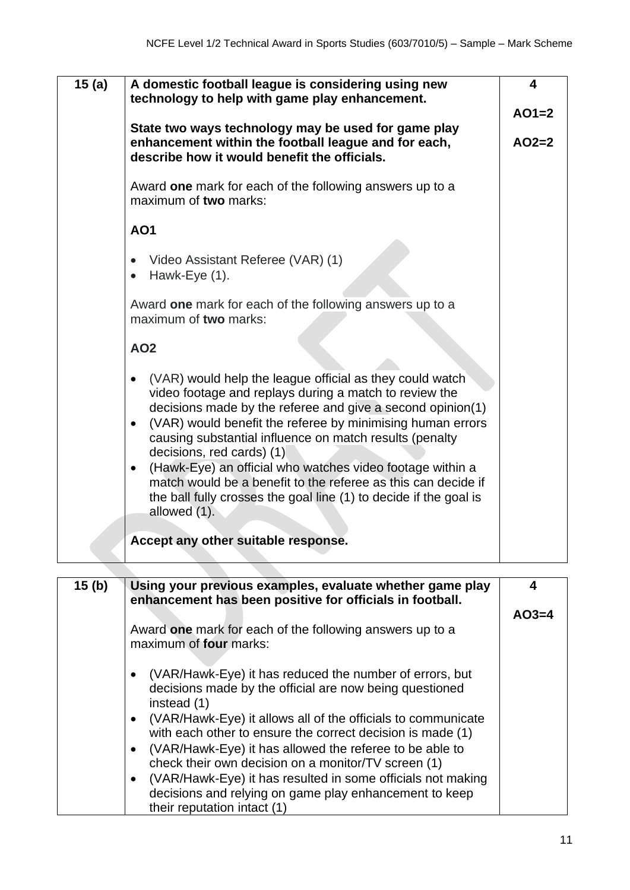| | | |
|---|---|---|
| **15 (a)** | **A domestic football league is considering using new technology to help with game play enhancement.**<br><br>**State two ways technology may be used for game play enhancement within the football league and for each, describe how it would benefit the officials.**<br><br>Award **one** mark for each of the following answers up to a maximum of **two** marks:<br><br>**AO1**<br><br>• Video Assistant Referee (VAR) (1)<br>• Hawk-Eye (1).<br><br>Award **one** mark for each of the following answers up to a maximum of **two** marks:<br><br>**AO2**<br><br>• (VAR) would help the league official as they could watch video footage and replays during a match to review the decisions made by the referee and give a second opinion(1)<br>• (VAR) would benefit the referee by minimising human errors causing substantial influence on match results (penalty decisions, red cards) (1)<br>• (Hawk-Eye) an official who watches video footage within a match would be a benefit to the referee as this can decide if the ball fully crosses the goal line (1) to decide if the goal is allowed (1).<br><br>**Accept any other suitable response.** | **4**<br><br>**AO1=2**<br><br>**AO2=2** |

| | | |
|---|---|---|
| **15 (b)** | **Using your previous examples, evaluate whether game play enhancement has been positive for officials in football.**<br><br>Award **one** mark for each of the following answers up to a maximum of **four** marks:<br><br>• (VAR/Hawk-Eye) it has reduced the number of errors, but decisions made by the official are now being questioned instead (1)<br>• (VAR/Hawk-Eye) it allows all of the officials to communicate with each other to ensure the correct decision is made (1)<br>• (VAR/Hawk-Eye) it has allowed the referee to be able to check their own decision on a monitor/TV screen (1)<br>• (VAR/Hawk-Eye) it has resulted in some officials not making decisions and relying on game play enhancement to keep their reputation intact (1) | **4**<br><br>**AO3=4** |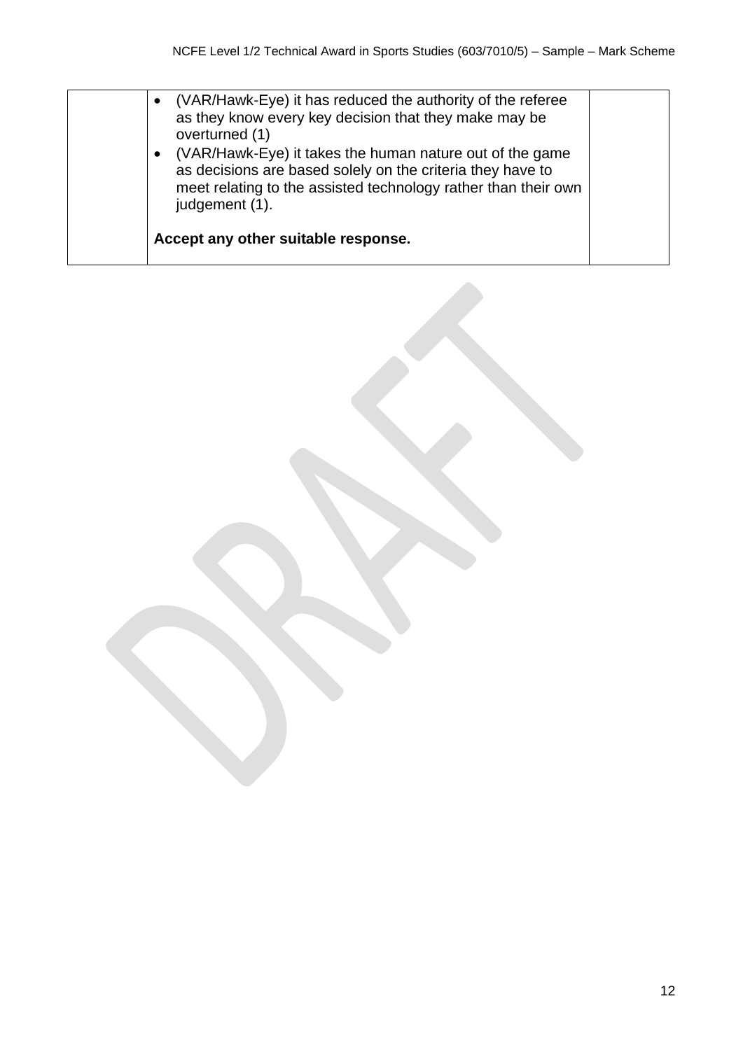| | | |
|---|---|---|
| | • (VAR/Hawk-Eye) it has reduced the authority of the referee as they know every key decision that they make may be overturned (1)<br>• (VAR/Hawk-Eye) it takes the human nature out of the game as decisions are based solely on the criteria they have to meet relating to the assisted technology rather than their own judgement (1).<br><br>**Accept any other suitable response.** | |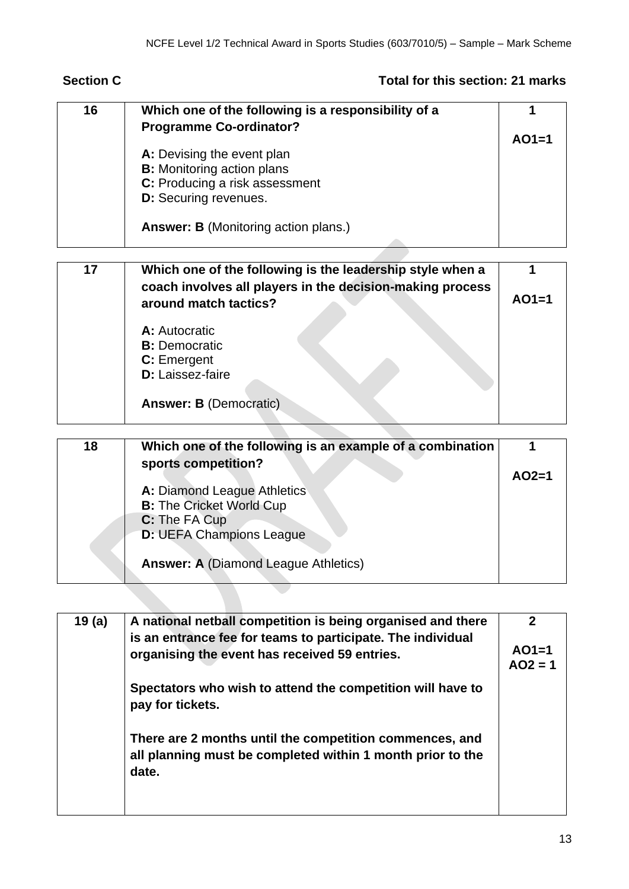**Section C** **Total for this section: 21 marks**

| | | |
|---|---|---|
| **16** | **Which one of the following is a responsibility of a Programme Co-ordinator?**<br><br>**A:** Devising the event plan<br>**B:** Monitoring action plans<br>**C:** Producing a risk assessment<br>**D:** Securing revenues.<br><br>**Answer: B** (Monitoring action plans.) | **1**<br><br>**AO1=1** |

| | | |
|---|---|---|
| **17** | **Which one of the following is the leadership style when a coach involves all players in the decision-making process around match tactics?**<br><br>**A:** Autocratic<br>**B:** Democratic<br>**C:** Emergent<br>**D:** Laissez-faire<br><br>**Answer: B** (Democratic) | **1**<br><br>**AO1=1** |

| | | |
|---|---|---|
| **18** | **Which one of the following is an example of a combination sports competition?**<br><br>**A:** Diamond League Athletics<br>**B:** The Cricket World Cup<br>**C:** The FA Cup<br>**D:** UEFA Champions League<br><br>**Answer: A** (Diamond League Athletics) | **1**<br><br>**AO2=1** |

| | | |
|---|---|---|
| **19 (a)** | **A national netball competition is being organised and there is an entrance fee for teams to participate. The individual organising the event has received 59 entries.**<br><br>**Spectators who wish to attend the competition will have to pay for tickets.**<br><br>**There are 2 months until the competition commences, and all planning must be completed within 1 month prior to the date.** | **2**<br><br>**AO1=1**<br>**AO2 = 1** |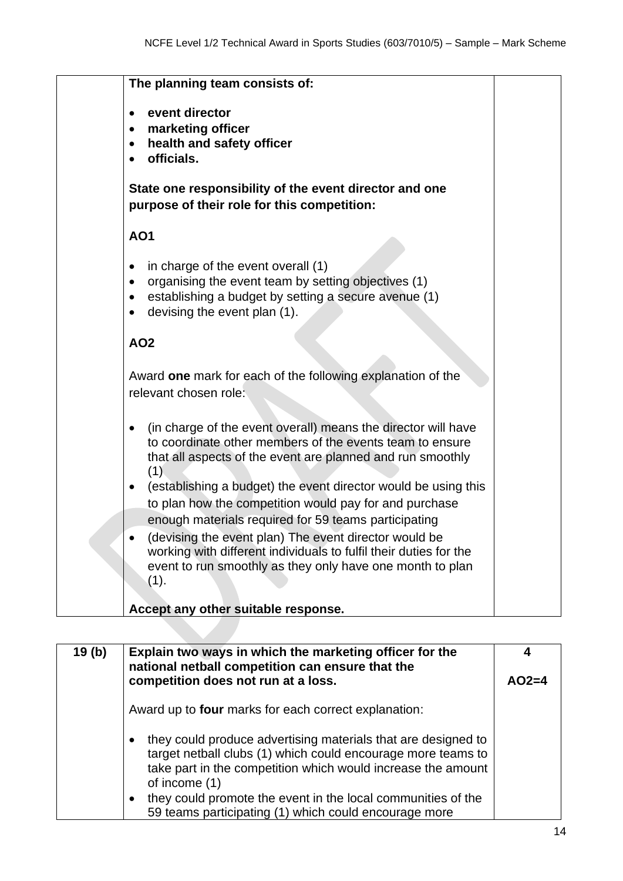| | | |
|---|---|---|
| | **The planning team consists of:**<br><br>• **event director**<br>• **marketing officer**<br>• **health and safety officer**<br>• **officials.**<br><br>**State one responsibility of the event director and one purpose of their role for this competition:**<br><br>**AO1**<br><br>• in charge of the event overall (1)<br>• organising the event team by setting objectives (1)<br>• establishing a budget by setting a secure avenue (1)<br>• devising the event plan (1).<br><br>**AO2**<br><br>Award **one** mark for each of the following explanation of the relevant chosen role:<br><br>• (in charge of the event overall) means the director will have to coordinate other members of the events team to ensure that all aspects of the event are planned and run smoothly (1)<br>• (establishing a budget) the event director would be using this to plan how the competition would pay for and purchase enough materials required for 59 teams participating<br>• (devising the event plan) The event director would be working with different individuals to fulfil their duties for the event to run smoothly as they only have one month to plan (1).<br><br>**Accept any other suitable response.** | |

| | | |
|---|---|---|
| **19 (b)** | **Explain two ways in which the marketing officer for the national netball competition can ensure that the competition does not run at a loss.**<br><br>Award up to **four** marks for each correct explanation:<br><br>• they could produce advertising materials that are designed to target netball clubs (1) which could encourage more teams to take part in the competition which would increase the amount of income (1)<br>• they could promote the event in the local communities of the 59 teams participating (1) which could encourage more | **4**<br><br>**AO2=4** |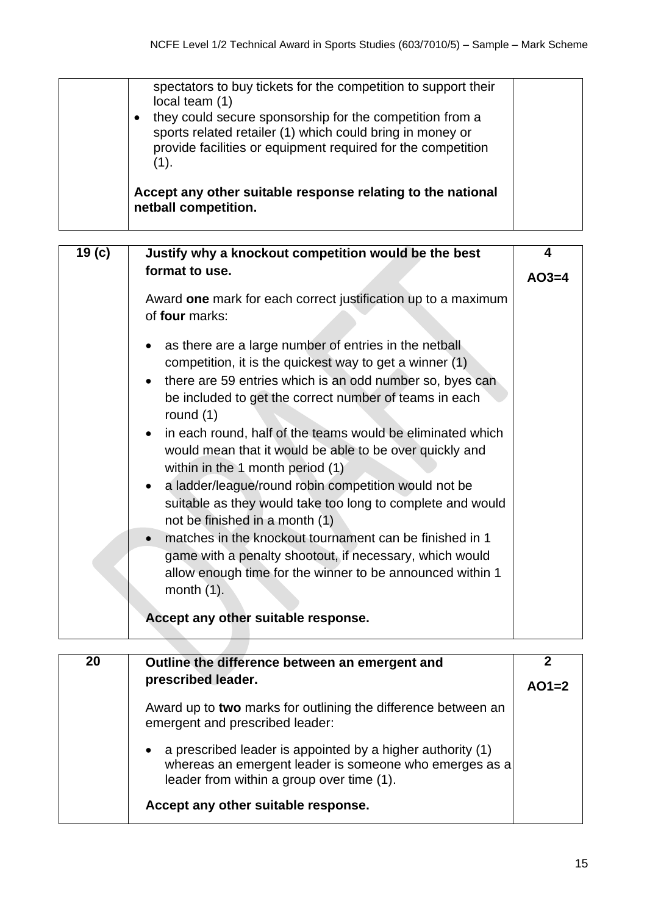| | | |
|---|---|---|
| | spectators to buy tickets for the competition to support their local team (1)<br>• they could secure sponsorship for the competition from a sports related retailer (1) which could bring in money or provide facilities or equipment required for the competition (1).<br><br>**Accept any other suitable response relating to the national netball competition.** | |

| | | |
|---|---|---|
| **19 (c)** | **Justify why a knockout competition would be the best format to use.**<br><br>Award **one** mark for each correct justification up to a maximum of **four** marks:<br><br>• as there are a large number of entries in the netball competition, it is the quickest way to get a winner (1)<br>• there are 59 entries which is an odd number so, byes can be included to get the correct number of teams in each round (1)<br>• in each round, half of the teams would be eliminated which would mean that it would be able to be over quickly and within in the 1 month period (1)<br>• a ladder/league/round robin competition would not be suitable as they would take too long to complete and would not be finished in a month (1)<br>• matches in the knockout tournament can be finished in 1 game with a penalty shootout, if necessary, which would allow enough time for the winner to be announced within 1 month (1).<br><br>**Accept any other suitable response.** | **4**<br><br>**AO3=4** |

| | | |
|---|---|---|
| **20** | **Outline the difference between an emergent and prescribed leader.**<br><br>Award up to **two** marks for outlining the difference between an emergent and prescribed leader:<br><br>• a prescribed leader is appointed by a higher authority (1) whereas an emergent leader is someone who emerges as a leader from within a group over time (1).<br><br>**Accept any other suitable response.** | **2**<br><br>**AO1=2** |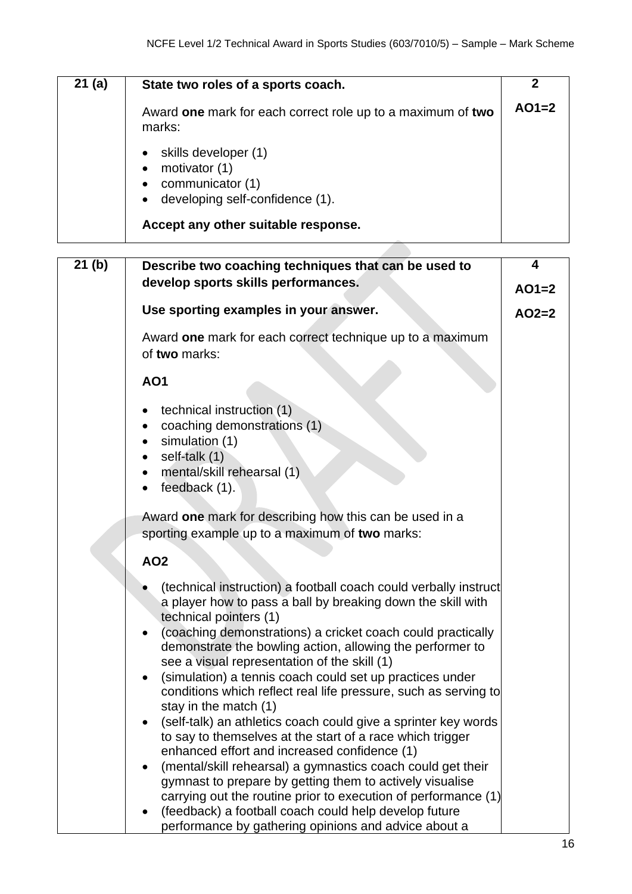| | | |
|---|---|---|
| **21 (a)** | **State two roles of a sports coach.**<br><br>Award **one** mark for each correct role up to a maximum of **two** marks:<br><br>• skills developer (1)<br>• motivator (1)<br>• communicator (1)<br>• developing self-confidence (1).<br><br>**Accept any other suitable response.** | **2**<br><br>**AO1=2** |

| | | |
|---|---|---|
| **21 (b)** | **Describe two coaching techniques that can be used to develop sports skills performances.**<br><br>**Use sporting examples in your answer.**<br><br>Award **one** mark for each correct technique up to a maximum of **two** marks:<br><br>**AO1**<br><br>• technical instruction (1)<br>• coaching demonstrations (1)<br>• simulation (1)<br>• self-talk (1)<br>• mental/skill rehearsal (1)<br>• feedback (1).<br><br>Award **one** mark for describing how this can be used in a sporting example up to a maximum of **two** marks:<br><br>**AO2**<br><br>• (technical instruction) a football coach could verbally instruct a player how to pass a ball by breaking down the skill with technical pointers (1)<br>• (coaching demonstrations) a cricket coach could practically demonstrate the bowling action, allowing the performer to see a visual representation of the skill (1)<br>• (simulation) a tennis coach could set up practices under conditions which reflect real life pressure, such as serving to stay in the match (1)<br>• (self-talk) an athletics coach could give a sprinter key words to say to themselves at the start of a race which trigger enhanced effort and increased confidence (1)<br>• (mental/skill rehearsal) a gymnastics coach could get their gymnast to prepare by getting them to actively visualise carrying out the routine prior to execution of performance (1)<br>• (feedback) a football coach could help develop future performance by gathering opinions and advice about a | **4**<br><br>**AO1=2**<br><br>**AO2=2** |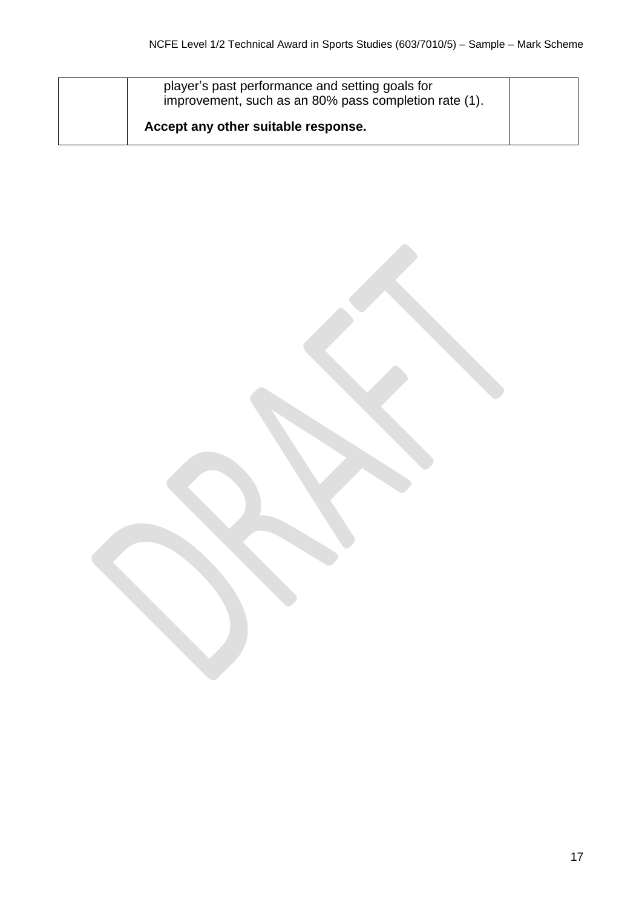| | player's past performance and setting goals for improvement, such as an 80% pass completion rate (1).<br><br>**Accept any other suitable response.** | |
|---|---|---|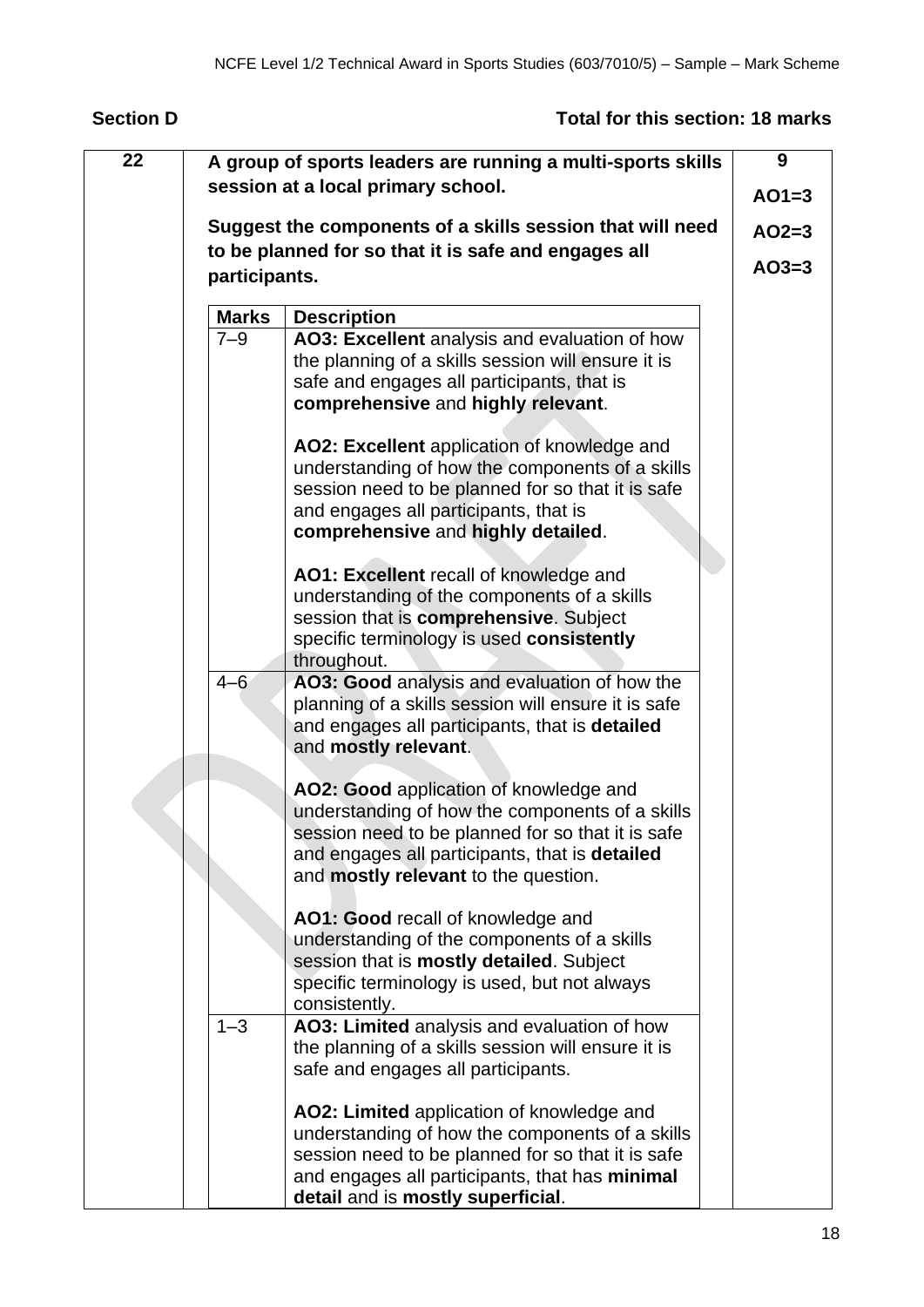**Section D** **Total for this section: 18 marks**

| 22 | A group of sports leaders are running a multi-sports skills session at a local primary school.<br><br>Suggest the components of a skills session that will need to be planned for so that it is safe and engages all participants. | 9<br><br>AO1=3<br><br>AO2=3<br><br>AO3=3 |
|---|---|---|

| Marks | Description |
|---|---|
| 7–9 | **AO3: Excellent** analysis and evaluation of how the planning of a skills session will ensure it is safe and engages all participants, that is **comprehensive** and **highly relevant**.<br><br>**AO2: Excellent** application of knowledge and understanding of how the components of a skills session need to be planned for so that it is safe and engages all participants, that is **comprehensive** and **highly detailed**.<br><br>**AO1: Excellent** recall of knowledge and understanding of the components of a skills session that is **comprehensive**. Subject specific terminology is used **consistently** throughout. |
| 4–6 | **AO3: Good** analysis and evaluation of how the planning of a skills session will ensure it is safe and engages all participants, that is **detailed** and **mostly relevant**.<br><br>**AO2: Good** application of knowledge and understanding of how the components of a skills session need to be planned for so that it is safe and engages all participants, that is **detailed** and **mostly relevant** to the question.<br><br>**AO1: Good** recall of knowledge and understanding of the components of a skills session that is **mostly detailed**. Subject specific terminology is used, but not always consistently. |
| 1–3 | **AO3: Limited** analysis and evaluation of how the planning of a skills session will ensure it is safe and engages all participants.<br><br>**AO2: Limited** application of knowledge and understanding of how the components of a skills session need to be planned for so that it is safe and engages all participants, that has **minimal detail** and is **mostly superficial**. |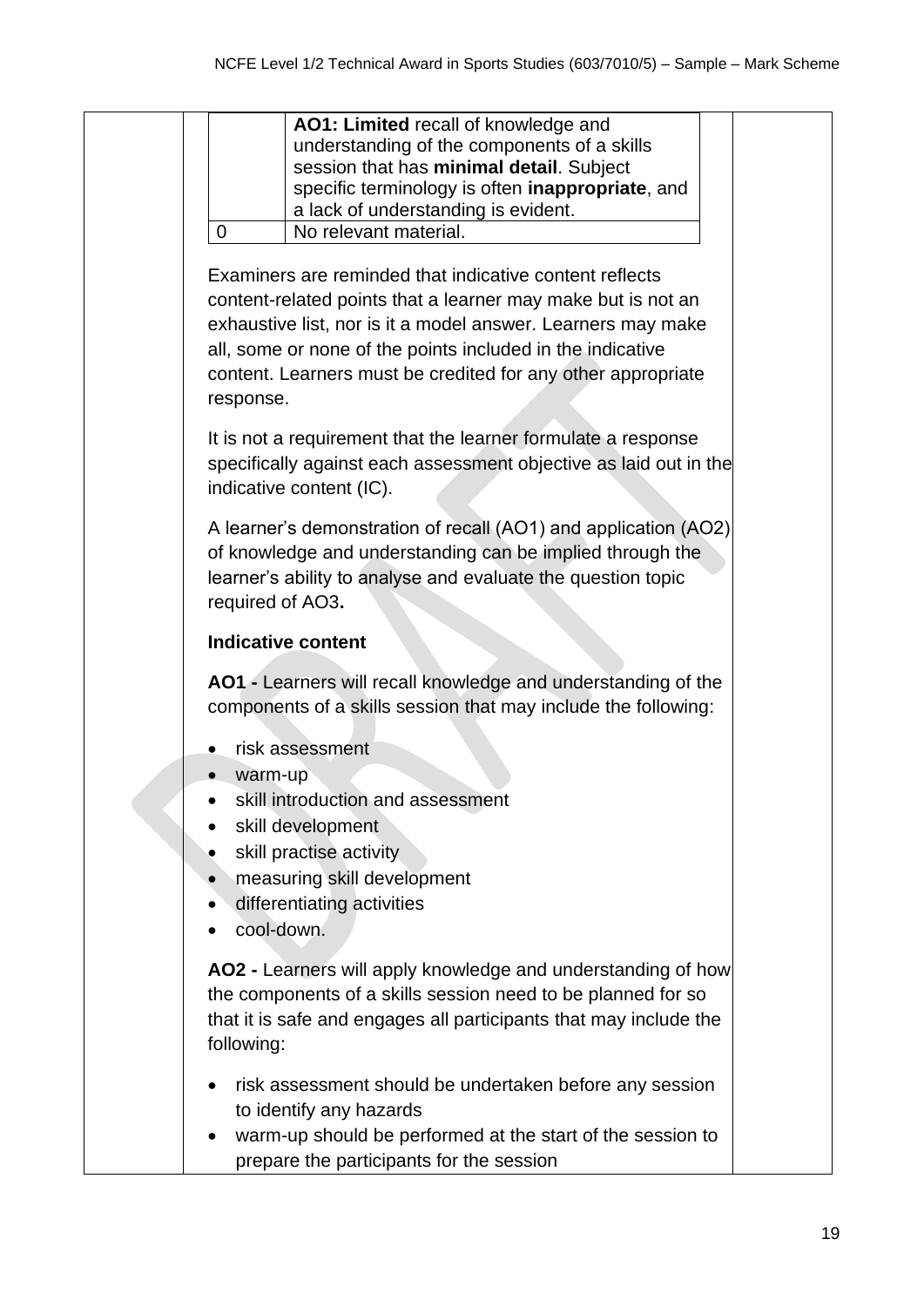| | |
|---|---|
| | **AO1: Limited** recall of knowledge and understanding of the components of a skills session that has **minimal detail**. Subject specific terminology is often **inappropriate**, and a lack of understanding is evident. |
| 0 | No relevant material. |

Examiners are reminded that indicative content reflects content-related points that a learner may make but is not an exhaustive list, nor is it a model answer. Learners may make all, some or none of the points included in the indicative content. Learners must be credited for any other appropriate response.

It is not a requirement that the learner formulate a response specifically against each assessment objective as laid out in the indicative content (IC).

A learner's demonstration of recall (AO1) and application (AO2) of knowledge and understanding can be implied through the learner's ability to analyse and evaluate the question topic required of AO3**.**

**Indicative content**

**AO1 -** Learners will recall knowledge and understanding of the components of a skills session that may include the following:

- risk assessment
- warm-up
- skill introduction and assessment
- skill development
- skill practise activity
- measuring skill development
- differentiating activities
- cool-down.

**AO2 -** Learners will apply knowledge and understanding of how the components of a skills session need to be planned for so that it is safe and engages all participants that may include the following:

- risk assessment should be undertaken before any session to identify any hazards
- warm-up should be performed at the start of the session to prepare the participants for the session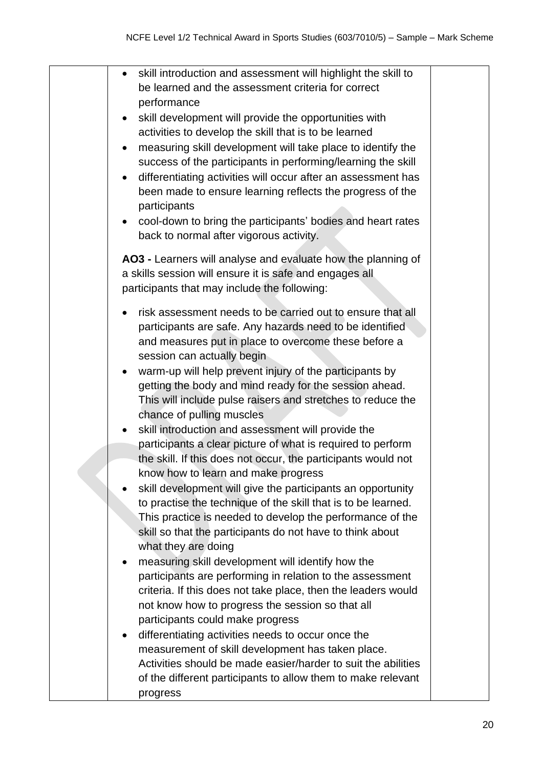- skill introduction and assessment will highlight the skill to be learned and the assessment criteria for correct performance
- skill development will provide the opportunities with activities to develop the skill that is to be learned
- measuring skill development will take place to identify the success of the participants in performing/learning the skill
- differentiating activities will occur after an assessment has been made to ensure learning reflects the progress of the participants
- cool-down to bring the participants' bodies and heart rates back to normal after vigorous activity.

**AO3 -** Learners will analyse and evaluate how the planning of a skills session will ensure it is safe and engages all participants that may include the following:

- risk assessment needs to be carried out to ensure that all participants are safe. Any hazards need to be identified and measures put in place to overcome these before a session can actually begin
- warm-up will help prevent injury of the participants by getting the body and mind ready for the session ahead. This will include pulse raisers and stretches to reduce the chance of pulling muscles
- skill introduction and assessment will provide the participants a clear picture of what is required to perform the skill. If this does not occur, the participants would not know how to learn and make progress
- skill development will give the participants an opportunity to practise the technique of the skill that is to be learned. This practice is needed to develop the performance of the skill so that the participants do not have to think about what they are doing
- measuring skill development will identify how the participants are performing in relation to the assessment criteria. If this does not take place, then the leaders would not know how to progress the session so that all participants could make progress
- differentiating activities needs to occur once the measurement of skill development has taken place. Activities should be made easier/harder to suit the abilities of the different participants to allow them to make relevant progress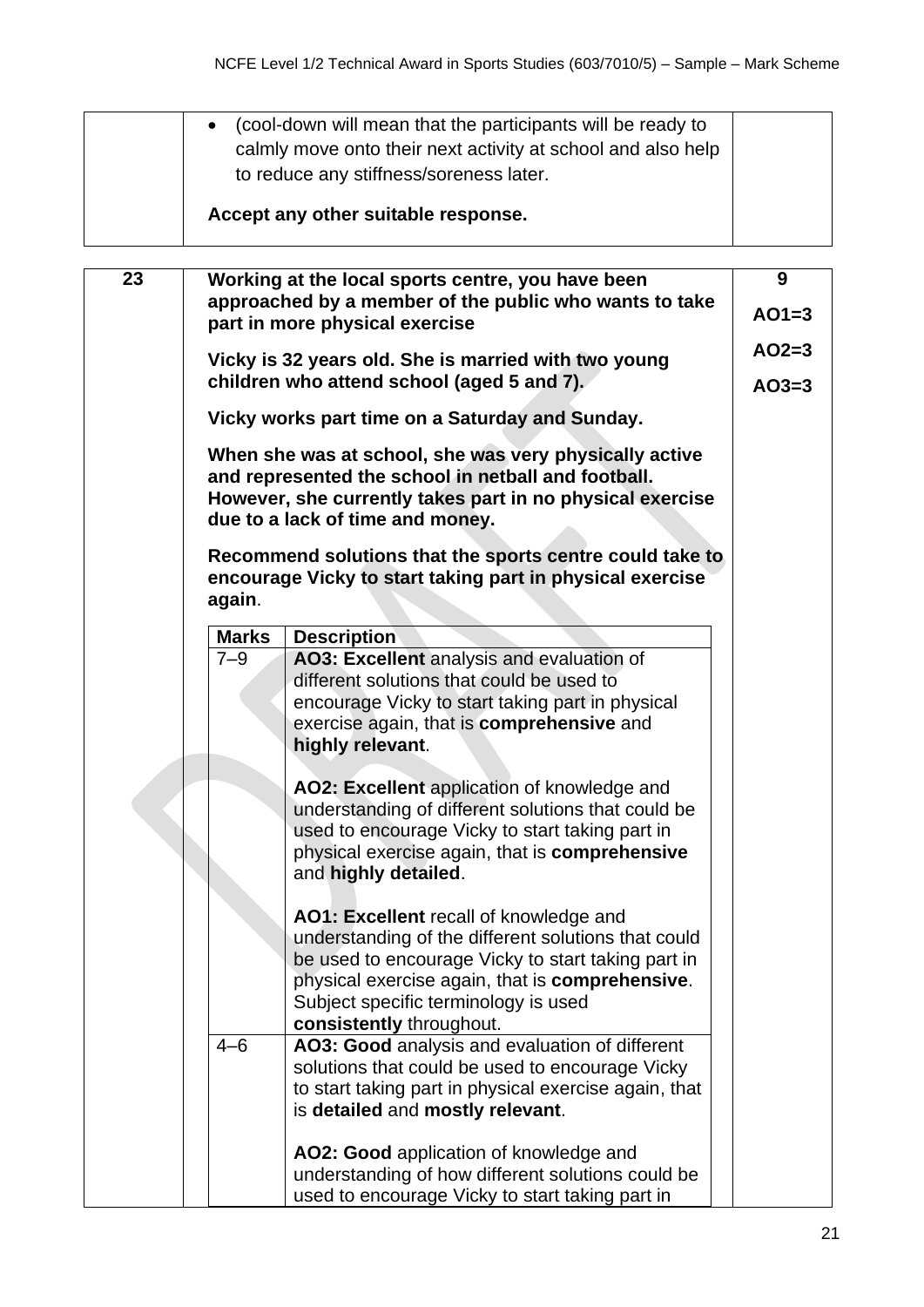| | | |
|---|---|---|
| | • (cool-down will mean that the participants will be ready to calmly move onto their next activity at school and also help to reduce any stiffness/soreness later.<br><br>**Accept any other suitable response.** | |

| | | |
|---|---|---|
| **23** | **Working at the local sports centre, you have been approached by a member of the public who wants to take part in more physical exercise**<br><br>**Vicky is 32 years old. She is married with two young children who attend school (aged 5 and 7).**<br><br>**Vicky works part time on a Saturday and Sunday.**<br><br>**When she was at school, she was very physically active and represented the school in netball and football. However, she currently takes part in no physical exercise due to a lack of time and money.**<br><br>**Recommend solutions that the sports centre could take to encourage Vicky to start taking part in physical exercise again**. | **9**<br><br>**AO1=3**<br><br>**AO2=3**<br><br>**AO3=3** |

| Marks | Description |
|---|---|
| 7–9 | **AO3: Excellent** analysis and evaluation of different solutions that could be used to encourage Vicky to start taking part in physical exercise again, that is **comprehensive** and **highly relevant**.<br><br>**AO2: Excellent** application of knowledge and understanding of different solutions that could be used to encourage Vicky to start taking part in physical exercise again, that is **comprehensive** and **highly detailed**.<br><br>**AO1: Excellent** recall of knowledge and understanding of the different solutions that could be used to encourage Vicky to start taking part in physical exercise again, that is **comprehensive**. Subject specific terminology is used **consistently** throughout. |
| 4–6 | **AO3: Good** analysis and evaluation of different solutions that could be used to encourage Vicky to start taking part in physical exercise again, that is **detailed** and **mostly relevant**.<br><br>**AO2: Good** application of knowledge and understanding of how different solutions could be used to encourage Vicky to start taking part in |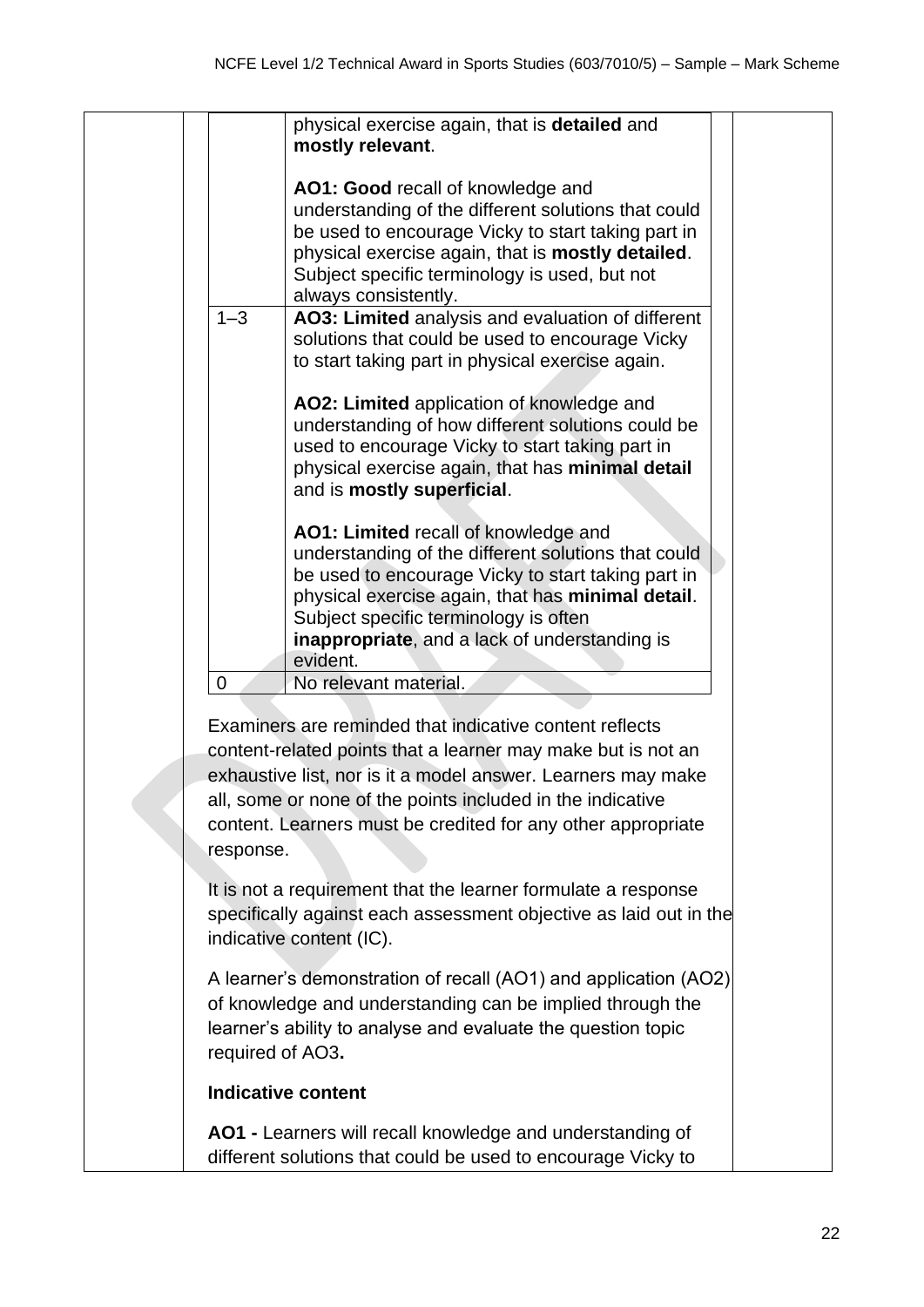| | |
|---|---|
| | physical exercise again, that is **detailed** and **mostly relevant**.<br><br>**AO1: Good** recall of knowledge and understanding of the different solutions that could be used to encourage Vicky to start taking part in physical exercise again, that is **mostly detailed**. Subject specific terminology is used, but not always consistently. |
| 1–3 | **AO3: Limited** analysis and evaluation of different solutions that could be used to encourage Vicky to start taking part in physical exercise again.<br><br>**AO2: Limited** application of knowledge and understanding of how different solutions could be used to encourage Vicky to start taking part in physical exercise again, that has **minimal detail** and is **mostly superficial**.<br><br>**AO1: Limited** recall of knowledge and understanding of the different solutions that could be used to encourage Vicky to start taking part in physical exercise again, that has **minimal detail**. Subject specific terminology is often **inappropriate**, and a lack of understanding is evident. |
| 0 | No relevant material. |

Examiners are reminded that indicative content reflects content-related points that a learner may make but is not an exhaustive list, nor is it a model answer. Learners may make all, some or none of the points included in the indicative content. Learners must be credited for any other appropriate response.

It is not a requirement that the learner formulate a response specifically against each assessment objective as laid out in the indicative content (IC).

A learner's demonstration of recall (AO1) and application (AO2) of knowledge and understanding can be implied through the learner's ability to analyse and evaluate the question topic required of AO3**.**

**Indicative content**

**AO1 -** Learners will recall knowledge and understanding of different solutions that could be used to encourage Vicky to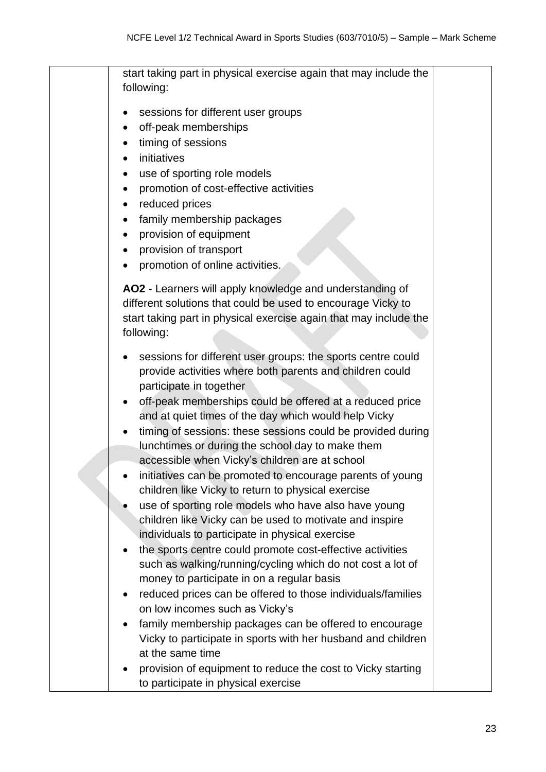| | start taking part in physical exercise again that may include the following:<br><br>• sessions for different user groups<br>• off-peak memberships<br>• timing of sessions<br>• initiatives<br>• use of sporting role models<br>• promotion of cost-effective activities<br>• reduced prices<br>• family membership packages<br>• provision of equipment<br>• provision of transport<br>• promotion of online activities.<br><br>**AO2 -** Learners will apply knowledge and understanding of different solutions that could be used to encourage Vicky to start taking part in physical exercise again that may include the following:<br><br>• sessions for different user groups: the sports centre could provide activities where both parents and children could participate in together<br>• off-peak memberships could be offered at a reduced price and at quiet times of the day which would help Vicky<br>• timing of sessions: these sessions could be provided during lunchtimes or during the school day to make them accessible when Vicky's children are at school<br>• initiatives can be promoted to encourage parents of young children like Vicky to return to physical exercise<br>• use of sporting role models who have also have young children like Vicky can be used to motivate and inspire individuals to participate in physical exercise<br>• the sports centre could promote cost-effective activities such as walking/running/cycling which do not cost a lot of money to participate in on a regular basis<br>• reduced prices can be offered to those individuals/families on low incomes such as Vicky's<br>• family membership packages can be offered to encourage Vicky to participate in sports with her husband and children at the same time<br>• provision of equipment to reduce the cost to Vicky starting to participate in physical exercise | |
|---|---|---|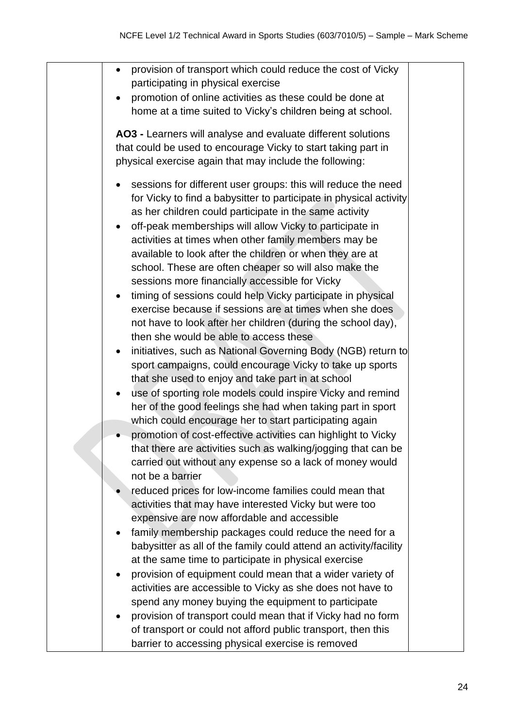| | | |
|---|---|---|
| | • provision of transport which could reduce the cost of Vicky participating in physical exercise<br>• promotion of online activities as these could be done at home at a time suited to Vicky's children being at school.<br><br>**AO3 -** Learners will analyse and evaluate different solutions that could be used to encourage Vicky to start taking part in physical exercise again that may include the following:<br><br>• sessions for different user groups: this will reduce the need for Vicky to find a babysitter to participate in physical activity as her children could participate in the same activity<br>• off-peak memberships will allow Vicky to participate in activities at times when other family members may be available to look after the children or when they are at school. These are often cheaper so will also make the sessions more financially accessible for Vicky<br>• timing of sessions could help Vicky participate in physical exercise because if sessions are at times when she does not have to look after her children (during the school day), then she would be able to access these<br>• initiatives, such as National Governing Body (NGB) return to sport campaigns, could encourage Vicky to take up sports that she used to enjoy and take part in at school<br>• use of sporting role models could inspire Vicky and remind her of the good feelings she had when taking part in sport which could encourage her to start participating again<br>• promotion of cost-effective activities can highlight to Vicky that there are activities such as walking/jogging that can be carried out without any expense so a lack of money would not be a barrier<br>• reduced prices for low-income families could mean that activities that may have interested Vicky but were too expensive are now affordable and accessible<br>• family membership packages could reduce the need for a babysitter as all of the family could attend an activity/facility at the same time to participate in physical exercise<br>• provision of equipment could mean that a wider variety of activities are accessible to Vicky as she does not have to spend any money buying the equipment to participate<br>• provision of transport could mean that if Vicky had no form of transport or could not afford public transport, then this barrier to accessing physical exercise is removed | |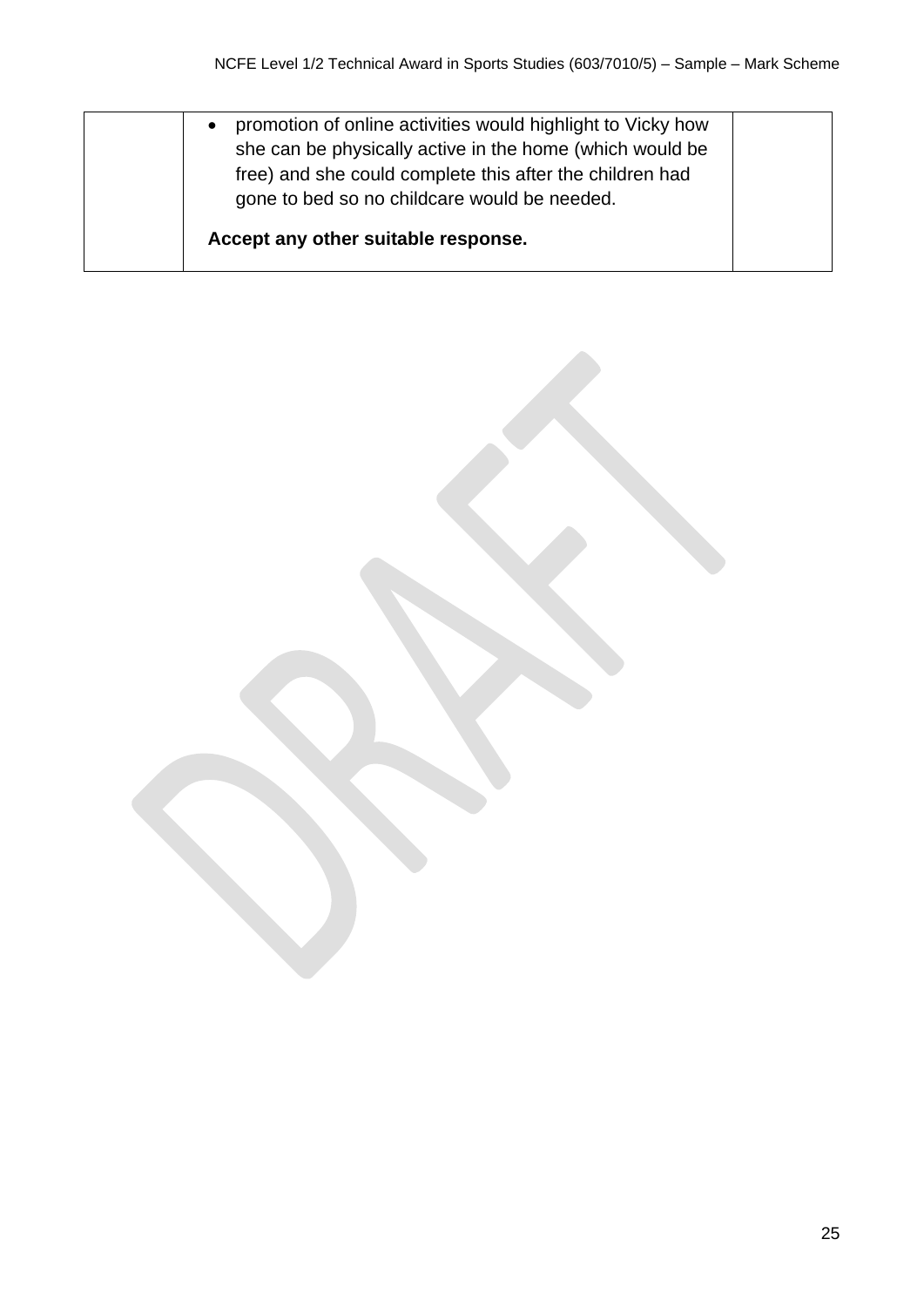| | | |
|---|---|---|
| | • promotion of online activities would highlight to Vicky how she can be physically active in the home (which would be free) and she could complete this after the children had gone to bed so no childcare would be needed.<br><br>**Accept any other suitable response.** | |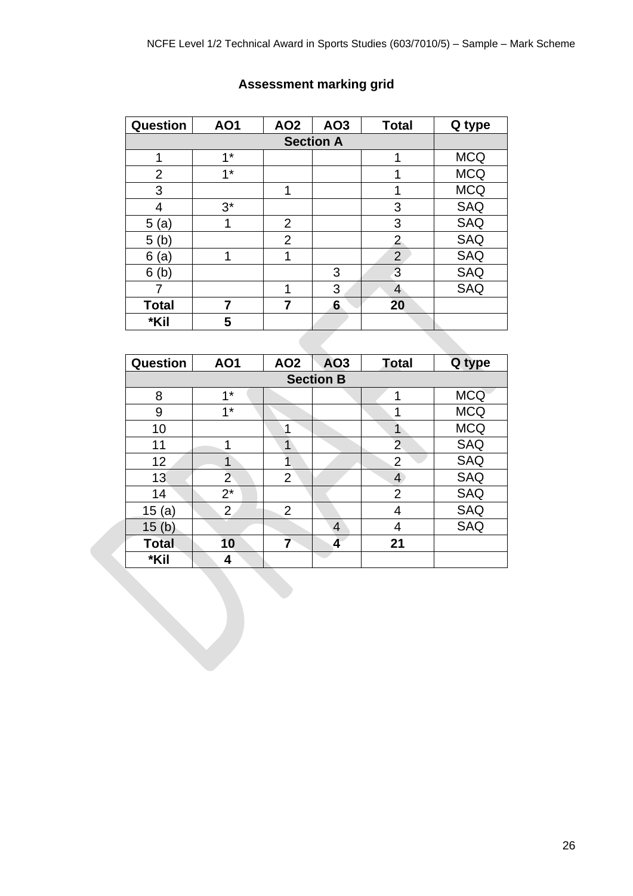## Assessment marking grid

| Question | AO1 | AO2 | AO3 | Total | Q type |
|---|---|---|---|---|---|
| **Section A** | | | | | |
| 1 | 1* | | | 1 | MCQ |
| 2 | 1* | | | 1 | MCQ |
| 3 | | 1 | | 1 | MCQ |
| 4 | 3* | | | 3 | SAQ |
| 5 (a) | 1 | 2 | | 3 | SAQ |
| 5 (b) | | 2 | | 2 | SAQ |
| 6 (a) | 1 | 1 | | 2 | SAQ |
| 6 (b) | | | 3 | 3 | SAQ |
| 7 | | 1 | 3 | 4 | SAQ |
| **Total** | **7** | **7** | **6** | **20** | |
| ***Kil** | **5** | | | | |

| Question | AO1 | AO2 | AO3 | Total | Q type |
|---|---|---|---|---|---|
| **Section B** | | | | | |
| 8 | 1* | | | 1 | MCQ |
| 9 | 1* | | | 1 | MCQ |
| 10 | | 1 | | 1 | MCQ |
| 11 | 1 | 1 | | 2 | SAQ |
| 12 | 1 | 1 | | 2 | SAQ |
| 13 | 2 | 2 | | 4 | SAQ |
| 14 | 2* | | | 2 | SAQ |
| 15 (a) | 2 | 2 | | 4 | SAQ |
| 15 (b) | | | 4 | 4 | SAQ |
| **Total** | **10** | **7** | **4** | **21** | |
| ***Kil** | **4** | | | | |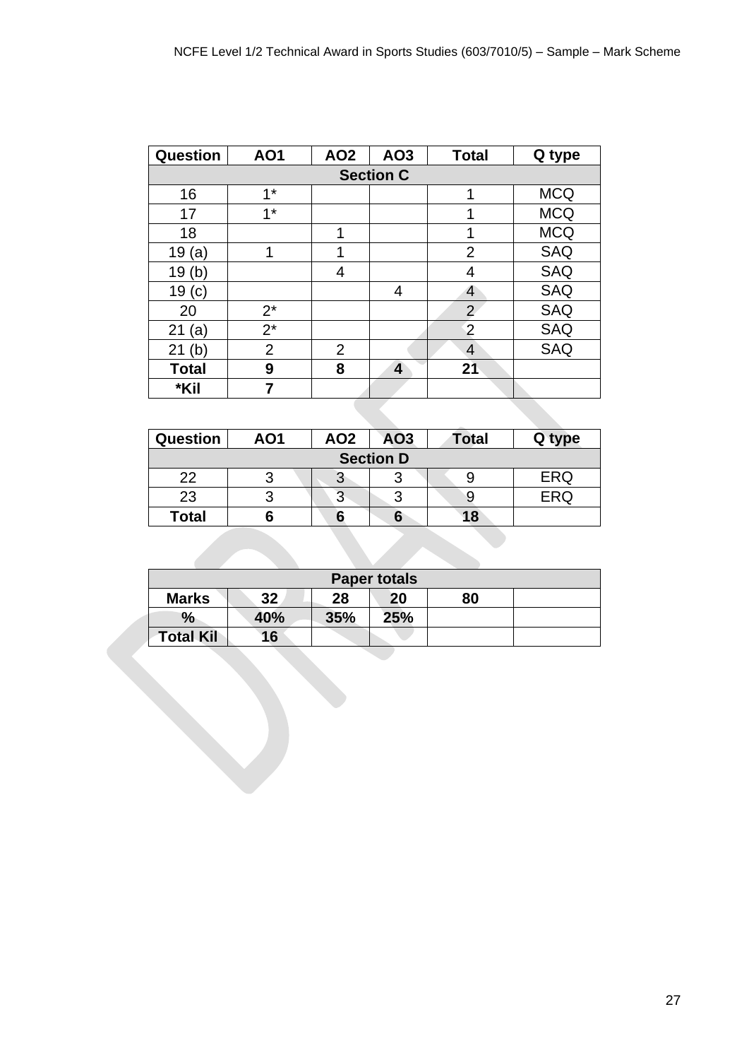| Question | AO1 | AO2 | AO3 | Total | Q type |
|---|---|---|---|---|---|
| **Section C** | | | | | |
| 16 | 1* | | | 1 | MCQ |
| 17 | 1* | | | 1 | MCQ |
| 18 | | 1 | | 1 | MCQ |
| 19 (a) | 1 | 1 | | 2 | SAQ |
| 19 (b) | | 4 | | 4 | SAQ |
| 19 (c) | | | 4 | 4 | SAQ |
| 20 | 2* | | | 2 | SAQ |
| 21 (a) | 2* | | | 2 | SAQ |
| 21 (b) | 2 | 2 | | 4 | SAQ |
| **Total** | **9** | **8** | **4** | **21** | |
| ***Kil** | **7** | | | | |

| Question | AO1 | AO2 | AO3 | Total | Q type |
|---|---|---|---|---|---|
| **Section D** | | | | | |
| 22 | 3 | 3 | 3 | 9 | ERQ |
| 23 | 3 | 3 | 3 | 9 | ERQ |
| **Total** | **6** | **6** | **6** | **18** | |

| **Paper totals** | | | | | |
|---|---|---|---|---|---|
| **Marks** | **32** | **28** | **20** | **80** | |
| **%** | **40%** | **35%** | **25%** | | |
| **Total Kil** | **16** | | | | |